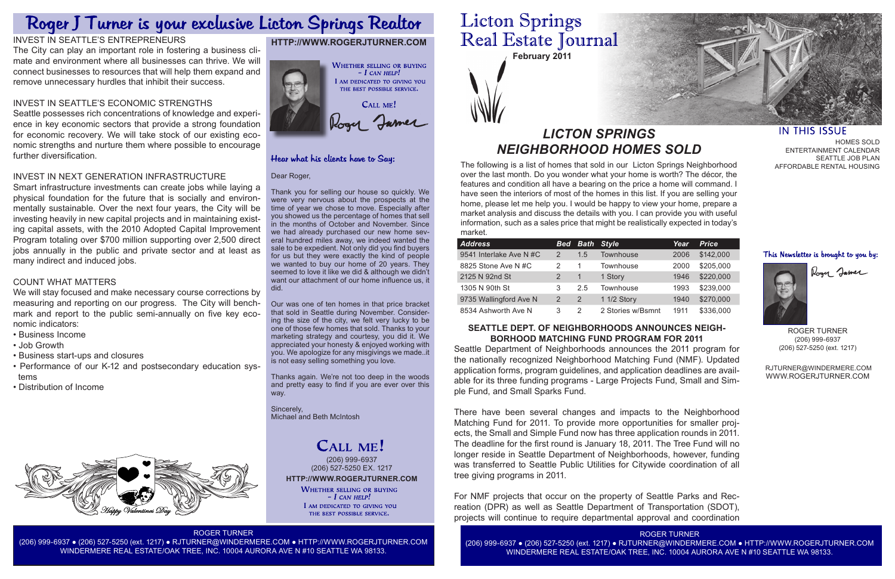# Roger J Turner is your exclusive Licton Springs Realtor

## INVEST IN SEATTLE'S ENTREPRENEURS

The City can play an important role in fostering a business climate and environment where all businesses can thrive. We will connect businesses to resources that will help them expand and remove unnecessary hurdles that inhibit their success.

## INVEST IN SEATTLE'S ECONOMIC STRENGTHS

Seattle possesses rich concentrations of knowledge and experience in key economic sectors that provide a strong foundation for economic recovery. We will take stock of our existing economic strengths and nurture them where possible to encourage further diversification.

## INVEST IN NEXT GENERATION INFRASTRUCTURE

Smart infrastructure investments can create jobs while laying a physical foundation for the future that is socially and environmentally sustainable. Over the next four years, the City will be investing heavily in new capital projects and in maintaining existing capital assets, with the 2010 Adopted Capital Improvement Program totaling over $700 million supporting over 2,500 direct jobs annually in the public and private sector and at least as many indirect and induced jobs.

## COUNT WHAT MATTERS

We will stay focused and make necessary course corrections by measuring and reporting on our progress. The City will benchmark and report to the public semi-annually on five key economic indicators:

- Business Income
- Job Growth
- Business start-ups and closures
- Performance of our K-12 and postsecondary education systems
- Distribution of Income

Happy Valentines Day

**HTTP://WWW.ROGERJTURNER.COM**

WHETHER SELLING OR BUYING – I CAN HELP!
I AM DEDICATED TO GIVING YOU THE BEST POSSIBLE SERVICE.

CALL ME!

Roger Turner

### Hear what his clients have to Say:

Dear Roger,

Thank you for selling our house so quickly. We were very nervous about the prospects at the time of year we chose to move. Especially after you showed us the percentage of homes that sell in the months of October and November. Since we had already purchased our new home several hundred miles away, we indeed wanted the sale to be expedient. Not only did you find buyers for us but they were exactly the kind of people we wanted to buy our home of 20 years. They seemed to love it like we did & although we didn't want our attachment of our home influence us, it did.

Our was one of ten homes in that price bracket that sold in Seattle during November. Considering the size of the city, we felt very lucky to be one of those few homes that sold. Thanks to your marketing strategy and courtesy, you did it. We appreciated your honesty & enjoyed working with you. We apologize for any misgivings we made..it is not easy selling something you love.

Thanks again. We're not too deep in the woods and pretty easy to find if you are ever over this way.

Sincerely,
Michael and Beth McIntosh

## CALL ME!

(206) 999-6937
(206) 527-5250 EX. 1217

**HTTP://WWW.ROGERJTURNER.COM**

WHETHER SELLING OR BUYING – I CAN HELP!
I AM DEDICATED TO GIVING YOU THE BEST POSSIBLE SERVICE.

ROGER TURNER
(206) 999-6937 ● (206) 527-5250 (ext. 1217) ● RJTURNER@WINDERMERE.COM ● HTTP://WWW.ROGERJTURNER.COM
WINDERMERE REAL ESTATE/OAK TREE, INC. 10004 AURORA AVE N #10 SEATTLE WA 98133.

# Licton Springs Real Estate Journal

**February 2011**

## IN THIS ISSUE

HOMES SOLD
ENTERTAINMENT CALENDAR
SEATTLE JOB PLAN
AFFORDABLE RENTAL HOUSING

## *LICTON SPRINGS NEIGHBORHOOD HOMES SOLD*

The following is a list of homes that sold in our Licton Springs Neighborhood over the last month. Do you wonder what your home is worth? The décor, the features and condition all have a bearing on the price a home will command. I have seen the interiors of most of the homes in this list. If you are selling your home, please let me help you. I would be happy to view your home, prepare a market analysis and discuss the details with you. I can provide you with useful information, such as a sales price that might be realistically expected in today's market.

| *Address* | *Bed* | *Bath* | *Style* | *Year* | *Price* |
|---|---|---|---|---|---|
| 9541 Interlake Ave N #C | 2 | 1.5 | Townhouse | 2006 | $142,000 |
| 8825 Stone Ave N #C | 2 | 1 | Townhouse | 2000 | $205,000 |
| 2125 N 92nd St | 2 | 1 | 1 Story | 1946 | $220,000 |
| 1305 N 90th St | 3 | 2.5 | Townhouse | 1993 | $239,000 |
| 9735 Wallingford Ave N | 2 | 2 | 1 1/2 Story | 1940 | $270,000 |
| 8534 Ashworth Ave N | 3 | 2 | 2 Stories w/Bsmnt | 1911 | $336,000 |

### SEATTLE DEPT. OF NEIGHBORHOODS ANNOUNCES NEIGHBORHOOD MATCHING FUND PROGRAM FOR 2011

Seattle Department of Neighborhoods announces the 2011 program for the nationally recognized Neighborhood Matching Fund (NMF). Updated application forms, program guidelines, and application deadlines are available for its three funding programs - Large Projects Fund, Small and Simple Fund, and Small Sparks Fund.

There have been several changes and impacts to the Neighborhood Matching Fund for 2011. To provide more opportunities for smaller projects, the Small and Simple Fund now has three application rounds in 2011. The deadline for the first round is January 18, 2011. The Tree Fund will no longer reside in Seattle Department of Neighborhoods, however, funding was transferred to Seattle Public Utilities for Citywide coordination of all tree giving programs in 2011.

For NMF projects that occur on the property of Seattle Parks and Recreation (DPR) as well as Seattle Department of Transportation (SDOT), projects will continue to require departmental approval and coordination

### This Newsletter is brought to you by:

Roger Turner

ROGER TURNER
(206) 999-6937
(206) 527-5250 (ext. 1217)

RJTURNER@WINDERMERE.COM
WWW.ROGERJTURNER.COM

ROGER TURNER
(206) 999-6937 ● (206) 527-5250 (ext. 1217) ● RJTURNER@WINDERMERE.COM ● HTTP://WWW.ROGERJTURNER.COM
WINDERMERE REAL ESTATE/OAK TREE, INC. 10004 AURORA AVE N #10 SEATTLE WA 98133.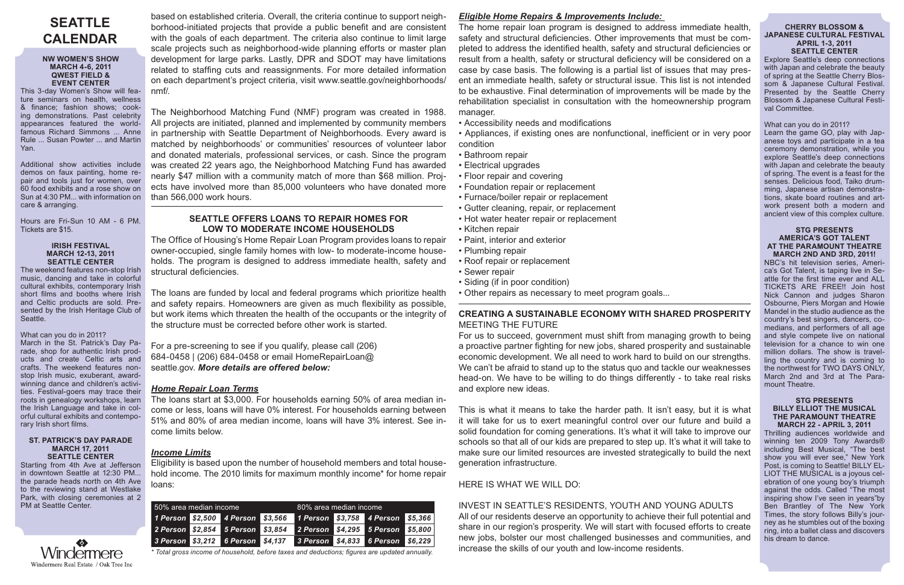# SEATTLE CALENDAR

### NW WOMEN'S SHOW
### MARCH 4-6, 2011
### QWEST FIELD & EVENT CENTER

This 3-day Women's Show will feature seminars on health, wellness & finance; fashion shows; cooking demonstrations. Past celebrity appearances featured the world-famous Richard Simmons ... Anne Rule ... Susan Powter ... and Martin Yan.

Additional show activities include demos on faux painting, home repair and tools just for women, over 60 food exhibits and a rose show on Sun at 4:30 PM... with information on care & arranging.

Hours are Fri-Sun 10 AM - 6 PM. Tickets are $15.

### IRISH FESTIVAL
### MARCH 12-13, 2011
### SEATTLE CENTER

The weekend features non-stop Irish music, dancing and take in colorful cultural exhibits, contemporary Irish short films and booths where Irish and Celtic products are sold. Presented by the Irish Heritage Club of Seattle.

What can you do in 2011?
March in the St. Patrick's Day Parade, shop for authentic Irish products and create Celtic arts and crafts. The weekend features non-stop Irish music, exuberant, award-winning dance and children's activities. Festival-goers may trace their roots in genealogy workshops, learn the Irish Language and take in colorful cultural exhibits and contemporary Irish short films.

### ST. PATRICK'S DAY PARADE
### MARCH 17, 2011
### SEATTLE CENTER

Starting from 4th Ave at Jefferson in downtown Seattle at 12:30 PM... the parade heads north on 4th Ave to the reviewing stand at Westlake Park, with closing ceremonies at 2 PM at Seattle Center.

Windermere
Windermere Real Estate / Oak Tree Inc

based on established criteria. Overall, the criteria continue to support neighborhood-initiated projects that provide a public benefit and are consistent with the goals of each department. The criteria also continue to limit large scale projects such as neighborhood-wide planning efforts or master plan development for large parks. Lastly, DPR and SDOT may have limitations related to staffing cuts and reassignments. For more detailed information on each department's project criteria, visit www.seattle.gov/neighborhoods/nmf/.

The Neighborhood Matching Fund (NMF) program was created in 1988. All projects are initiated, planned and implemented by community members in partnership with Seattle Department of Neighborhoods. Every award is matched by neighborhoods' or communities' resources of volunteer labor and donated materials, professional services, or cash. Since the program was created 22 years ago, the Neighborhood Matching Fund has awarded nearly $47 million with a community match of more than $68 million. Projects have involved more than 85,000 volunteers who have donated more than 566,000 work hours.

## SEATTLE OFFERS LOANS TO REPAIR HOMES FOR LOW TO MODERATE INCOME HOUSEHOLDS

The Office of Housing's Home Repair Loan Program provides loans to repair owner-occupied, single family homes with low- to moderate-income households. The program is designed to address immediate health, safety and structural deficiencies.

The loans are funded by local and federal programs which prioritize health and safety repairs. Homeowners are given as much flexibility as possible, but work items which threaten the health of the occupants or the integrity of the structure must be corrected before other work is started.

For a pre-screening to see if you qualify, please call (206) 684-0458 | (206) 684-0458 or email HomeRepairLoan@seattle.gov. ***More details are offered below:***

### *Home Repair Loan Terms*

The loans start at $3,000. For households earning 50% of area median income or less, loans will have 0% interest. For households earning between 51% and 80% of area median income, loans will have 3% interest. See income limits below.

### *Income Limits*

Eligibility is based upon the number of household members and total household income. The 2010 limits for maximum monthly income* for home repair loans:

| 50% area median income | | | | 80% area median income | | | |
|---|---|---|---|---|---|---|---|
| 1 Person | $2,500 | 4 Person | $3,566 | 1 Person | $3,758 | 4 Person | $5,366 |
| 2 Person | $2,854 | 5 Person | $3,854 | 2 Person | $4,295 | 5 Person | $5,800 |
| 3 Person | $3,212 | 6 Person | $4,137 | 3 Person | $4,833 | 6 Person | $6,229 |

*\* Total gross income of household, before taxes and deductions; figures are updated annually.*

### *Eligible Home Repairs & Improvements Include:*

The home repair loan program is designed to address immediate health, safety and structural deficiencies. Other improvements that must be completed to address the identified health, safety and structural deficiencies or result from a health, safety or structural deficiency will be considered on a case by case basis. The following is a partial list of issues that may present an immediate health, safety or structural issue. This list is not intended to be exhaustive. Final determination of improvements will be made by the rehabilitation specialist in consultation with the homeownership program manager.

- Accessibility needs and modifications
- Appliances, if existing ones are nonfunctional, inefficient or in very poor condition
- Bathroom repair
- Electrical upgrades
- Floor repair and covering
- Foundation repair or replacement
- Furnace/boiler repair or replacement
- Gutter cleaning, repair, or replacement
- Hot water heater repair or replacement
- Kitchen repair
- Paint, interior and exterior
- Plumbing repair
- Roof repair or replacement
- Sewer repair
- Siding (if in poor condition)
- Other repairs as necessary to meet program goals...

## CREATING A SUSTAINABLE ECONOMY WITH SHARED PROSPERITY

MEETING THE FUTURE

For us to succeed, government must shift from managing growth to being a proactive partner fighting for new jobs, shared prosperity and sustainable economic development. We all need to work hard to build on our strengths. We can't be afraid to stand up to the status quo and tackle our weaknesses head-on. We have to be willing to do things differently - to take real risks and explore new ideas.

This is what it means to take the harder path. It isn't easy, but it is what it will take for us to exert meaningful control over our future and build a solid foundation for coming generations. It's what it will take to improve our schools so that all of our kids are prepared to step up. It's what it will take to make sure our limited resources are invested strategically to build the next generation infrastructure.

HERE IS WHAT WE WILL DO:

INVEST IN SEATTLE'S RESIDENTS, YOUTH AND YOUNG ADULTS

All of our residents deserve an opportunity to achieve their full potential and share in our region's prosperity. We will start with focused efforts to create new jobs, bolster our most challenged businesses and communities, and increase the skills of our youth and low-income residents.

### CHERRY BLOSSOM & JAPANESE CULTURAL FESTIVAL
### APRIL 1-3, 2011
### SEATTLE CENTER

Explore Seattle's deep connections with Japan and celebrate the beauty of spring at the Seattle Cherry Blossom & Japanese Cultural Festival. Presented by the Seattle Cherry Blossom & Japanese Cultural Festival Committee.

What can you do in 2011?
Learn the game GO, play with Japanese toys and participate in a tea ceremony demonstration, while you explore Seattle's deep connections with Japan and celebrate the beauty of spring. The event is a feast for the senses. Delicious food, Taiko drumming, Japanese artisan demonstrations, skate board routines and artwork present both a modern and ancient view of this complex culture.

### STG PRESENTS AMERICA'S GOT TALENT AT THE PARAMOUNT THEATRE
### MARCH 2ND AND 3RD, 2011!

NBC's hit television series, America's Got Talent, is taping live in Seattle for the first time ever and ALL TICKETS ARE FREE!! Join host Nick Cannon and judges Sharon Osbourne, Piers Morgan and Howie Mandel in the studio audience as the country's best singers, dancers, comedians, and performers of all age and style compete live on national television for a chance to win one million dollars. The show is travelling the country and is coming to the northwest for TWO DAYS ONLY, March 2nd and 3rd at The Paramount Theatre.

### STG PRESENTS BILLY ELLIOT THE MUSICAL THE PARAMOUNT THEATRE
### MARCH 22 - APRIL 3, 2011

Thrilling audiences worldwide and winning ten 2009 Tony Awards® including Best Musical, "The best show you will ever see," New York Post, is coming to Seattle! BILLY ELLIOT THE MUSICAL is a joyous celebration of one young boy's triumph against the odds. Called "The most inspiring show I've seen in years"by Ben Brantley of The New York Times, the story follows Billy's journey as he stumbles out of the boxing ring, into a ballet class and discovers his dream to dance.